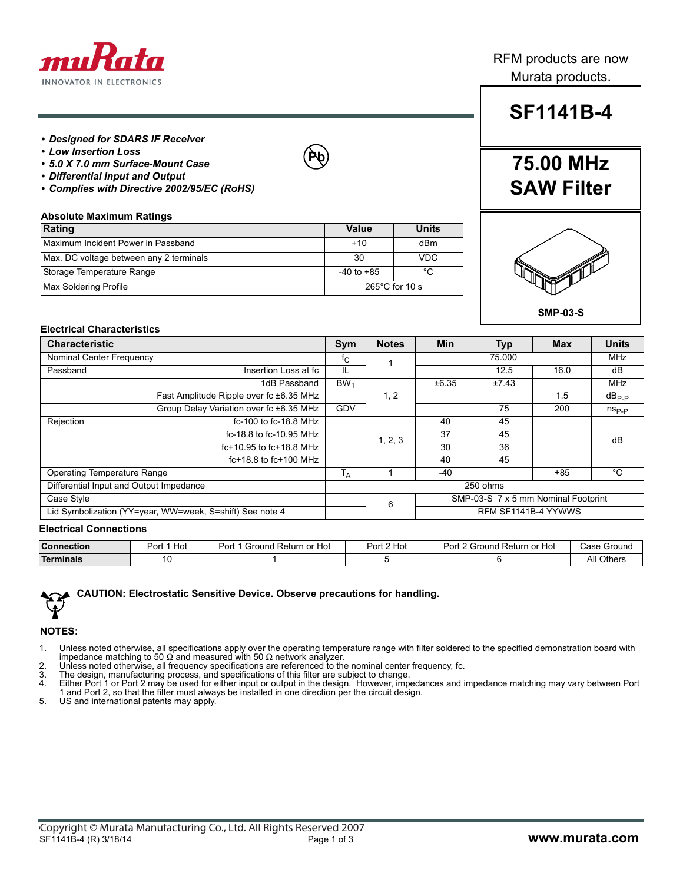muRata
INNOVATOR IN ELECTRONICS

RFM products are now Murata products.

# SF1141B-4

## 75.00 MHz SAW Filter

SMP-03-S

- ***Designed for SDARS IF Receiver***
- ***Low Insertion Loss***
- ***5.0 X 7.0 mm Surface-Mount Case***
- ***Differential Input and Output***
- ***Complies with Directive 2002/95/EC (RoHS)***

### Absolute Maximum Ratings

| Rating | Value | Units |
|---|---|---|
| Maximum Incident Power in Passband | +10 | dBm |
| Max. DC voltage between any 2 terminals | 30 | VDC |
| Storage Temperature Range | -40 to +85 | °C |
| Max Soldering Profile | 265°C for 10 s | |

### Electrical Characteristics

| Characteristic | | Sym | Notes | Min | Typ | Max | Units |
|---|---|---|---|---|---|---|---|
| Nominal Center Frequency | | $f_C$ | 1 | | 75.000 | | MHz |
| Passband | Insertion Loss at fc | IL | 1 | | 12.5 | 16.0 | dB |
| | 1dB Passband | $BW_1$ | 1, 2 | ±6.35 | ±7.43 | | MHz |
| | Fast Amplitude Ripple over fc ±6.35 MHz | | 1, 2 | | | 1.5 | $dB_{P-P}$ |
| | Group Delay Variation over fc ±6.35 MHz | GDV | 1, 2 | | 75 | 200 | $ns_{P-P}$ |
| Rejection | fc-100 to fc-18.8 MHz | | 1, 2, 3 | 40 | 45 | | dB |
| | fc-18.8 to fc-10.95 MHz | | 1, 2, 3 | 37 | 45 | | dB |
| | fc+10.95 to fc+18.8 MHz | | 1, 2, 3 | 30 | 36 | | dB |
| | fc+18.8 to fc+100 MHz | | 1, 2, 3 | 40 | 45 | | dB |
| Operating Temperature Range | | $T_A$ | 1 | -40 | | +85 | °C |
| Differential Input and Output Impedance | | 250 ohms | | | | | |
| Case Style | | | 6 | SMP-03-S 7 x 5 mm Nominal Footprint | | | |
| Lid Symbolization (YY=year, WW=week, S=shift) See note 4 | | | 6 | RFM SF1141B-4 YYWWS | | | |

### Electrical Connections

| Connection | Port 1 Hot | Port 1 Ground Return or Hot | Port 2 Hot | Port 2 Ground Return or Hot | Case Ground |
|---|---|---|---|---|---|
| Terminals | 10 | 1 | 5 | 6 | All Others |

**CAUTION: Electrostatic Sensitive Device. Observe precautions for handling.**

### NOTES:

1. Unless noted otherwise, all specifications apply over the operating temperature range with filter soldered to the specified demonstration board with impedance matching to 50 Ω and measured with 50 Ω network analyzer.
2. Unless noted otherwise, all frequency specifications are referenced to the nominal center frequency, fc.
3. The design, manufacturing process, and specifications of this filter are subject to change.
4. Either Port 1 or Port 2 may be used for either input or output in the design. However, impedances and impedance matching may vary between Port 1 and Port 2, so that the filter must always be installed in one direction per the circuit design.
5. US and international patents may apply.

Copyright © Murata Manufacturing Co., Ltd. All Rights Reserved 2007
SF1141B-4 (R) 3/18/14
www.murata.com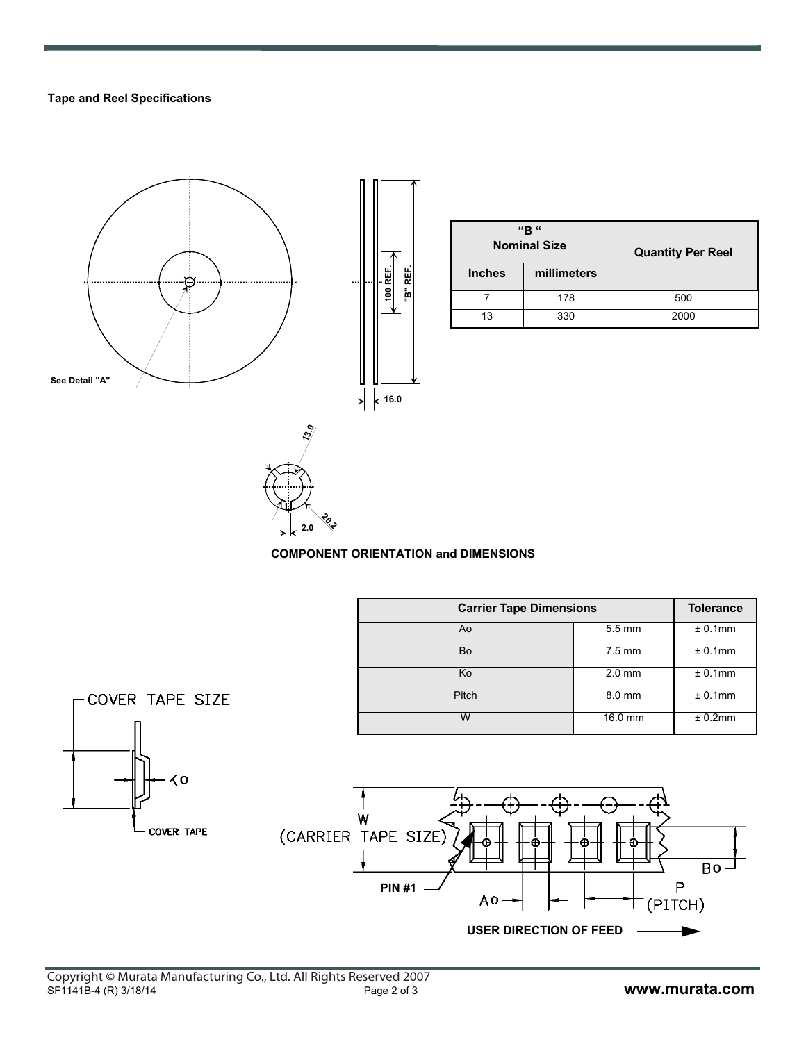**Tape and Reel Specifications**

See Detail "A"

100 REF.

"B" REF.

16.0

13.0

20.2

2.0

| "B" Nominal Size | | Quantity Per Reel |
|---|---|---|
| Inches | millimeters | |
| 7 | 178 | 500 |
| 13 | 330 | 2000 |

**COMPONENT ORIENTATION and DIMENSIONS**

| Carrier Tape Dimensions | | Tolerance |
|---|---|---|
| Ao | 5.5 mm | ± 0.1mm |
| Bo | 7.5 mm | ± 0.1mm |
| Ko | 2.0 mm | ± 0.1mm |
| Pitch | 8.0 mm | ± 0.1mm |
| W | 16.0 mm | ± 0.2mm |

COVER TAPE SIZE

Ko

COVER TAPE

W (CARRIER TAPE SIZE)

PIN #1

Ao

Bo

P (PITCH)

**USER DIRECTION OF FEED**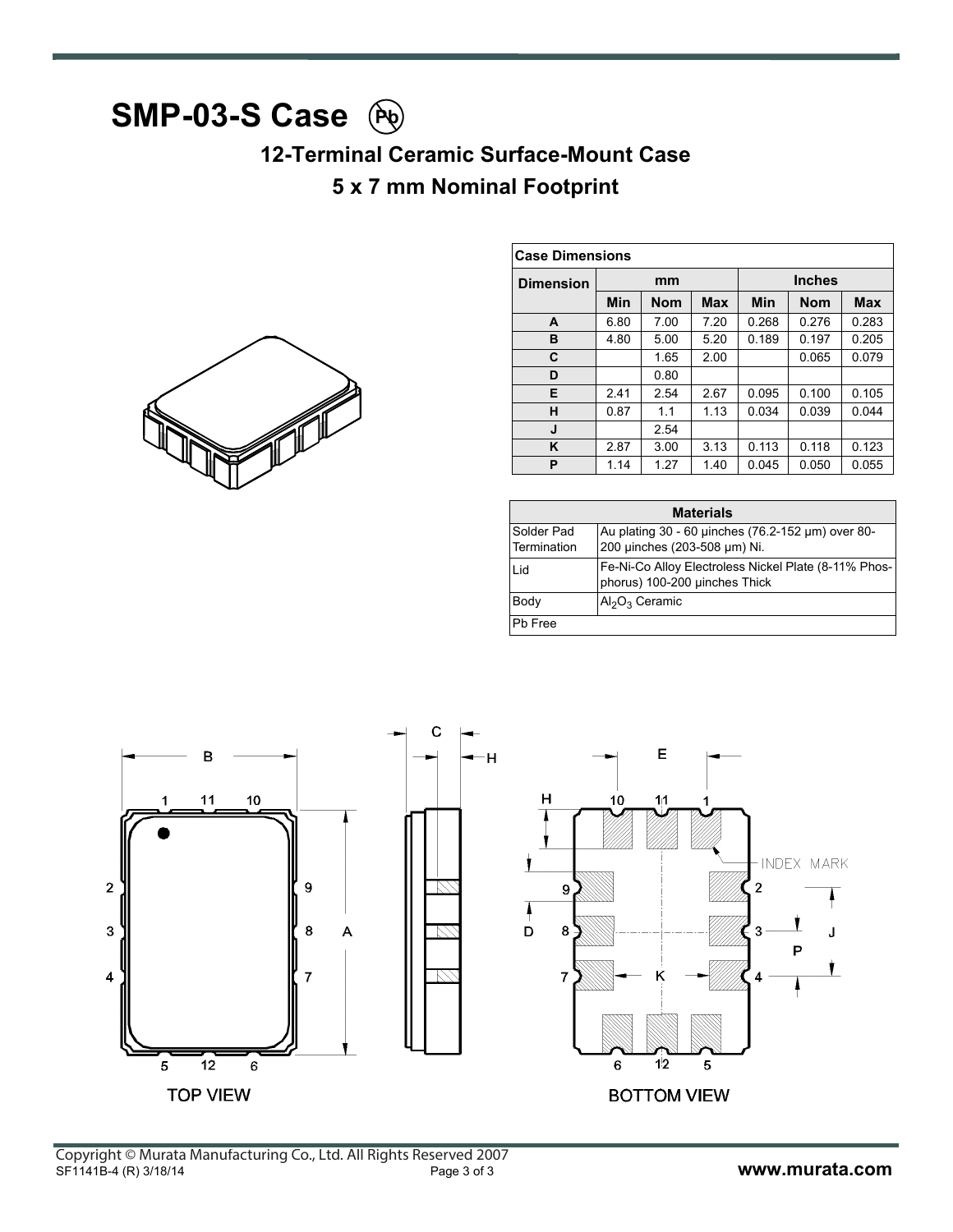# SMP-03-S Case

## 12-Terminal Ceramic Surface-Mount Case

## 5 x 7 mm Nominal Footprint

| Case Dimensions | | | | | | |
|---|---|---|---|---|---|---|
| Dimension | mm | | | Inches | | |
| | Min | Nom | Max | Min | Nom | Max |
| A | 6.80 | 7.00 | 7.20 | 0.268 | 0.276 | 0.283 |
| B | 4.80 | 5.00 | 5.20 | 0.189 | 0.197 | 0.205 |
| C | | 1.65 | 2.00 | | 0.065 | 0.079 |
| D | | 0.80 | | | | |
| E | 2.41 | 2.54 | 2.67 | 0.095 | 0.100 | 0.105 |
| H | 0.87 | 1.1 | 1.13 | 0.034 | 0.039 | 0.044 |
| J | | 2.54 | | | | |
| K | 2.87 | 3.00 | 3.13 | 0.113 | 0.118 | 0.123 |
| P | 1.14 | 1.27 | 1.40 | 0.045 | 0.050 | 0.055 |

| Materials | |
|---|---|
| Solder Pad Termination | Au plating 30 - 60 µinches (76.2-152 µm) over 80-200 µinches (203-508 µm) Ni. |
| Lid | Fe-Ni-Co Alloy Electroless Nickel Plate (8-11% Phosphorus) 100-200 µinches Thick |
| Body | $Al_2O_3$ Ceramic |
| Pb Free | |

TOP VIEW

BOTTOM VIEW

Copyright © Murata Manufacturing Co., Ltd. All Rights Reserved 2007

SF1141B-4 (R) 3/18/14

www.murata.com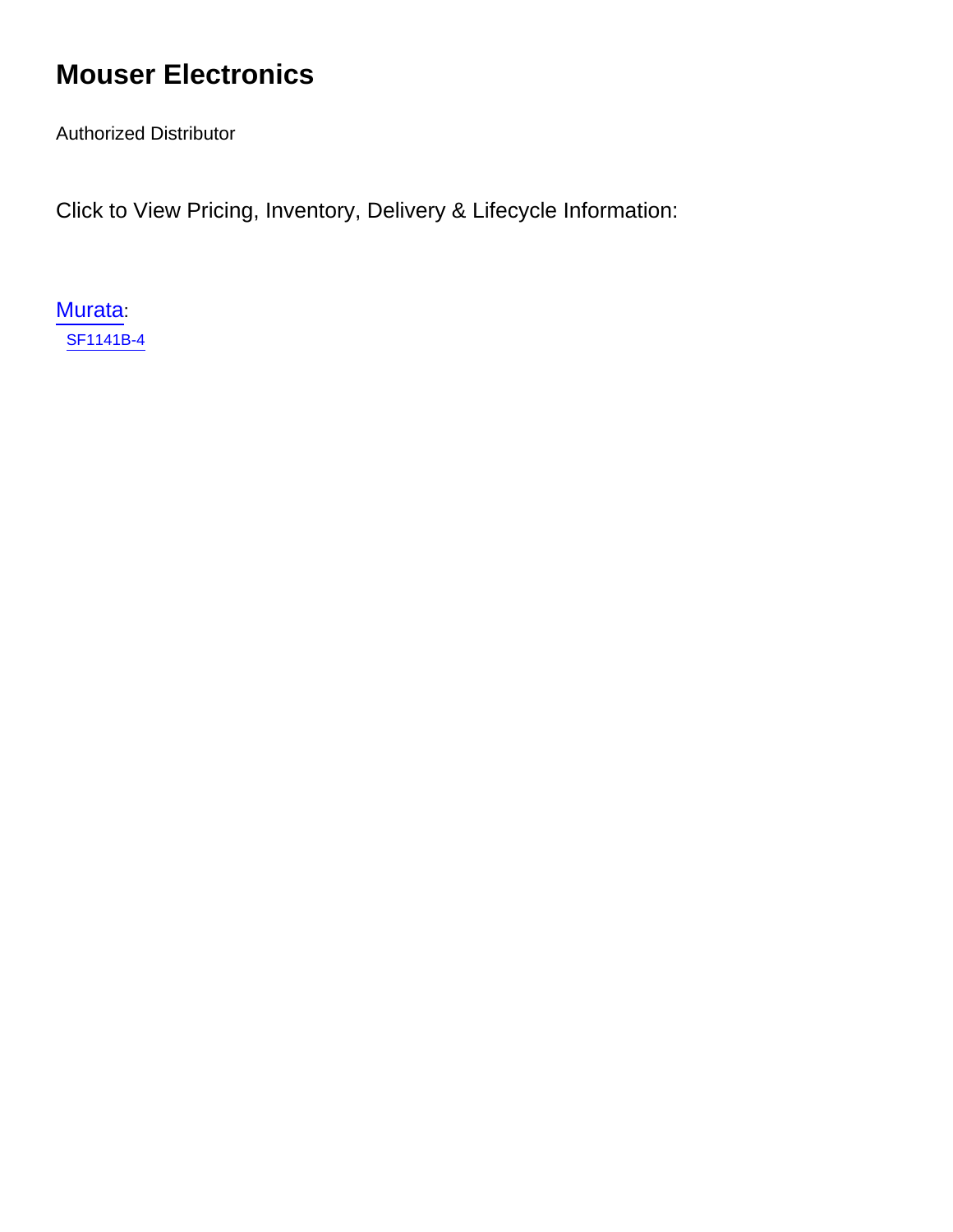# Mouser Electronics

Authorized Distributor

Click to View Pricing, Inventory, Delivery & Lifecycle Information:

Murata:

SF1141B-4